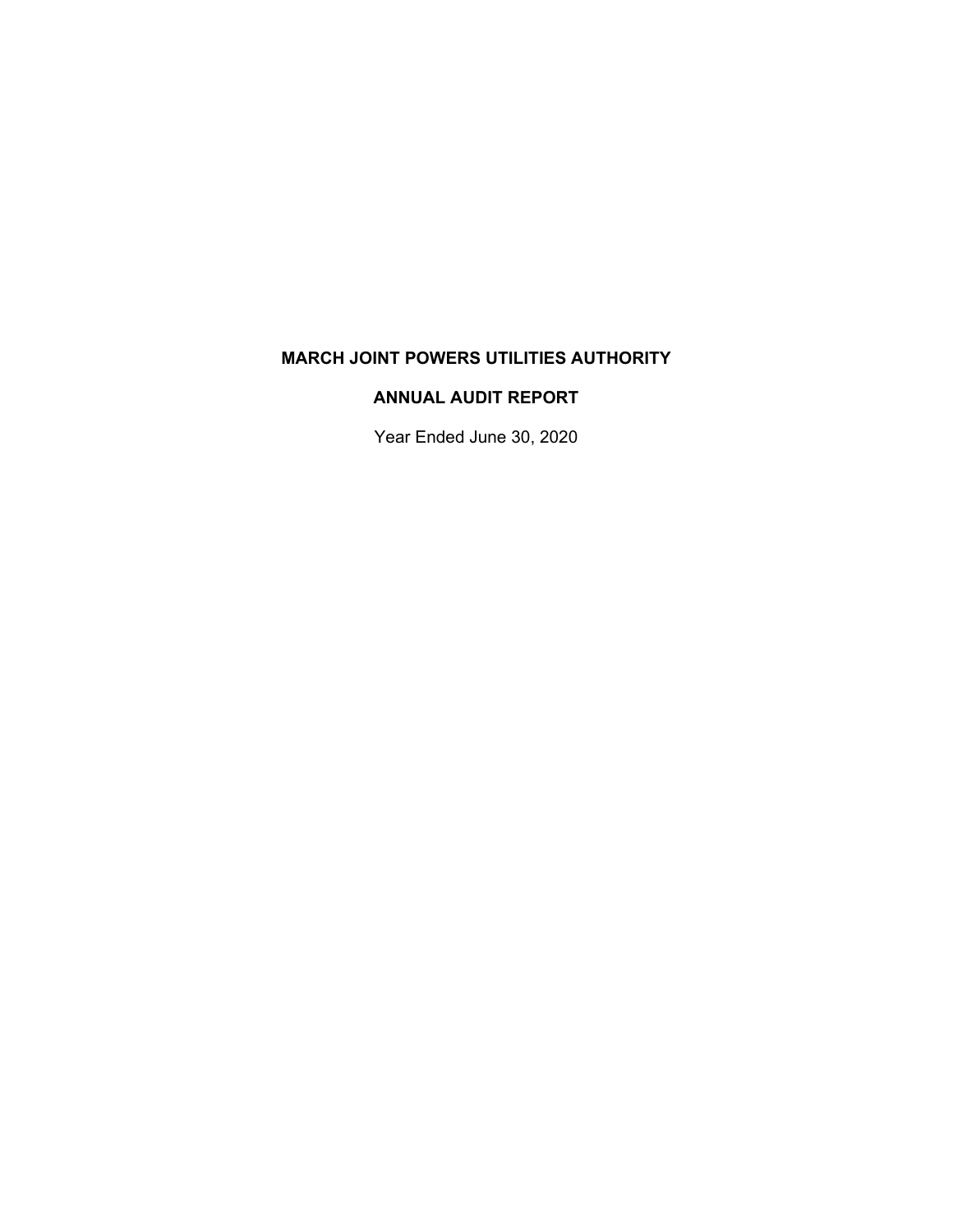# MARCH JOINT POWERS UTILITIES AUTHORITY

## ANNUAL AUDIT REPORT

Year Ended June 30, 2020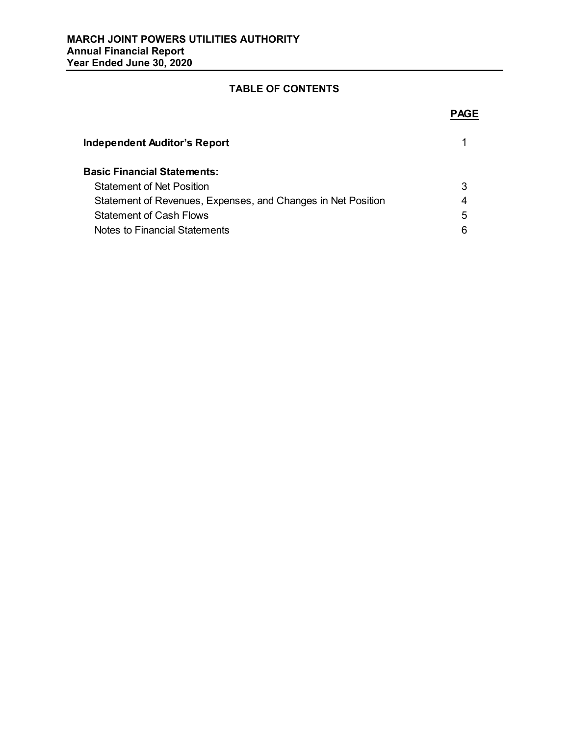**MARCH JOINT POWERS UTILITIES AUTHORITY**
**Annual Financial Report**
**Year Ended June 30, 2020**

## TABLE OF CONTENTS

| | PAGE |
|---|---|
| **Independent Auditor's Report** | 1 |
| **Basic Financial Statements:** | |
| Statement of Net Position | 3 |
| Statement of Revenues, Expenses, and Changes in Net Position | 4 |
| Statement of Cash Flows | 5 |
| Notes to Financial Statements | 6 |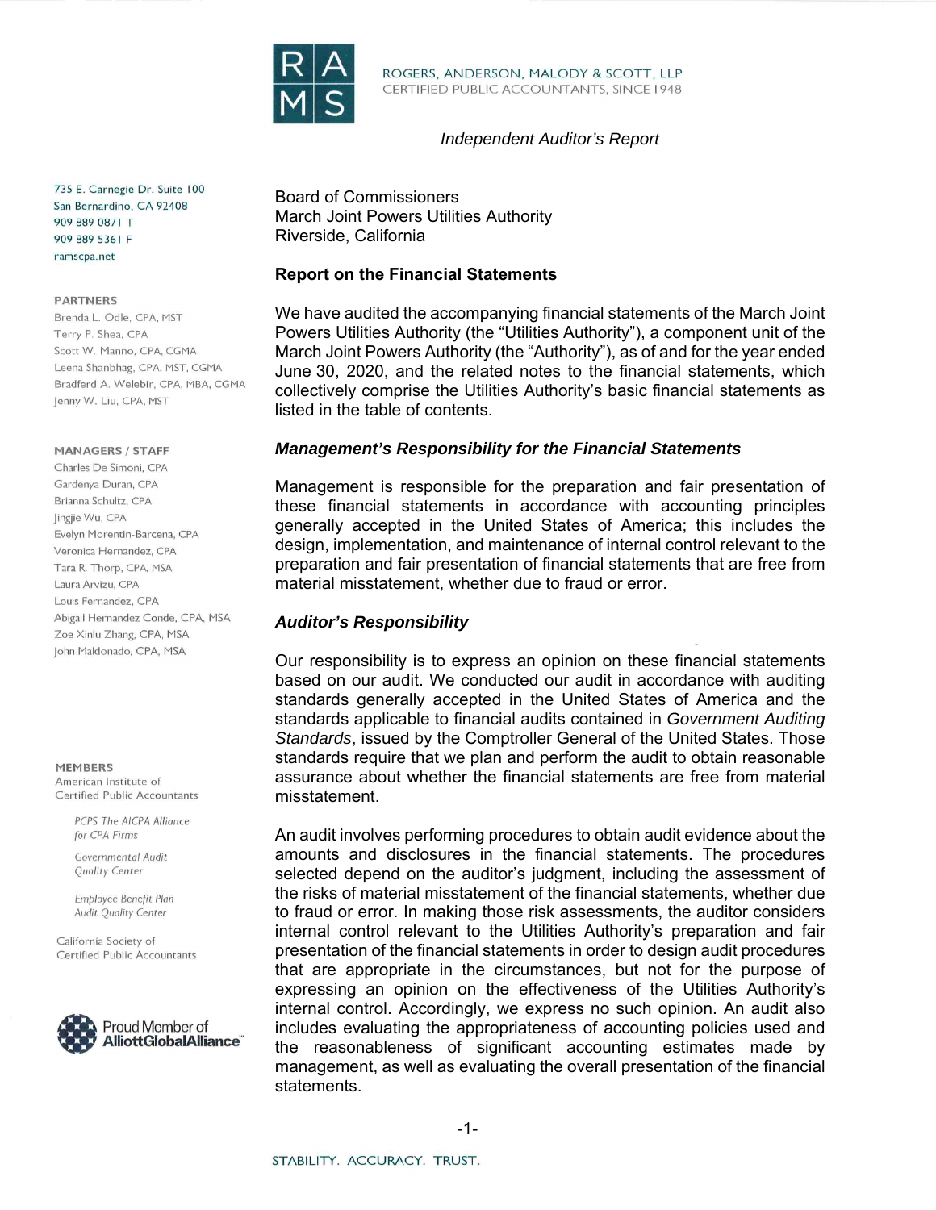ROGERS, ANDERSON, MALODY & SCOTT, LLP
CERTIFIED PUBLIC ACCOUNTANTS, SINCE 1948

*Independent Auditor's Report*

735 E. Carnegie Dr. Suite 100
San Bernardino, CA 92408
909 889 0871 T
909 889 5361 F
ramscpa.net

PARTNERS
Brenda L. Odle, CPA, MST
Terry P. Shea, CPA
Scott W. Manno, CPA, CGMA
Leena Shanbhag, CPA, MST, CGMA
Bradferd A. Welebir, CPA, MBA, CGMA
Jenny W. Liu, CPA, MST

MANAGERS / STAFF
Charles De Simoni, CPA
Gardenya Duran, CPA
Brianna Schultz, CPA
Jingjie Wu, CPA
Evelyn Morentin-Barcena, CPA
Veronica Hernandez, CPA
Tara R. Thorp, CPA, MSA
Laura Arvizu, CPA
Louis Fernandez, CPA
Abigail Hernandez Conde, CPA, MSA
Zoe Xinlu Zhang, CPA, MSA
John Maldonado, CPA, MSA

MEMBERS
American Institute of Certified Public Accountants

*PCPS The AICPA Alliance for CPA Firms*

*Governmental Audit Quality Center*

*Employee Benefit Plan Audit Quality Center*

California Society of Certified Public Accountants

Proud Member of AlliottGlobalAlliance

Board of Commissioners
March Joint Powers Utilities Authority
Riverside, California

**Report on the Financial Statements**

We have audited the accompanying financial statements of the March Joint Powers Utilities Authority (the "Utilities Authority"), a component unit of the March Joint Powers Authority (the "Authority"), as of and for the year ended June 30, 2020, and the related notes to the financial statements, which collectively comprise the Utilities Authority's basic financial statements as listed in the table of contents.

***Management's Responsibility for the Financial Statements***

Management is responsible for the preparation and fair presentation of these financial statements in accordance with accounting principles generally accepted in the United States of America; this includes the design, implementation, and maintenance of internal control relevant to the preparation and fair presentation of financial statements that are free from material misstatement, whether due to fraud or error.

***Auditor's Responsibility***

Our responsibility is to express an opinion on these financial statements based on our audit. We conducted our audit in accordance with auditing standards generally accepted in the United States of America and the standards applicable to financial audits contained in *Government Auditing Standards*, issued by the Comptroller General of the United States. Those standards require that we plan and perform the audit to obtain reasonable assurance about whether the financial statements are free from material misstatement.

An audit involves performing procedures to obtain audit evidence about the amounts and disclosures in the financial statements. The procedures selected depend on the auditor's judgment, including the assessment of the risks of material misstatement of the financial statements, whether due to fraud or error. In making those risk assessments, the auditor considers internal control relevant to the Utilities Authority's preparation and fair presentation of the financial statements in order to design audit procedures that are appropriate in the circumstances, but not for the purpose of expressing an opinion on the effectiveness of the Utilities Authority's internal control. Accordingly, we express no such opinion. An audit also includes evaluating the appropriateness of accounting policies used and the reasonableness of significant accounting estimates made by management, as well as evaluating the overall presentation of the financial statements.

STABILITY. ACCURACY. TRUST.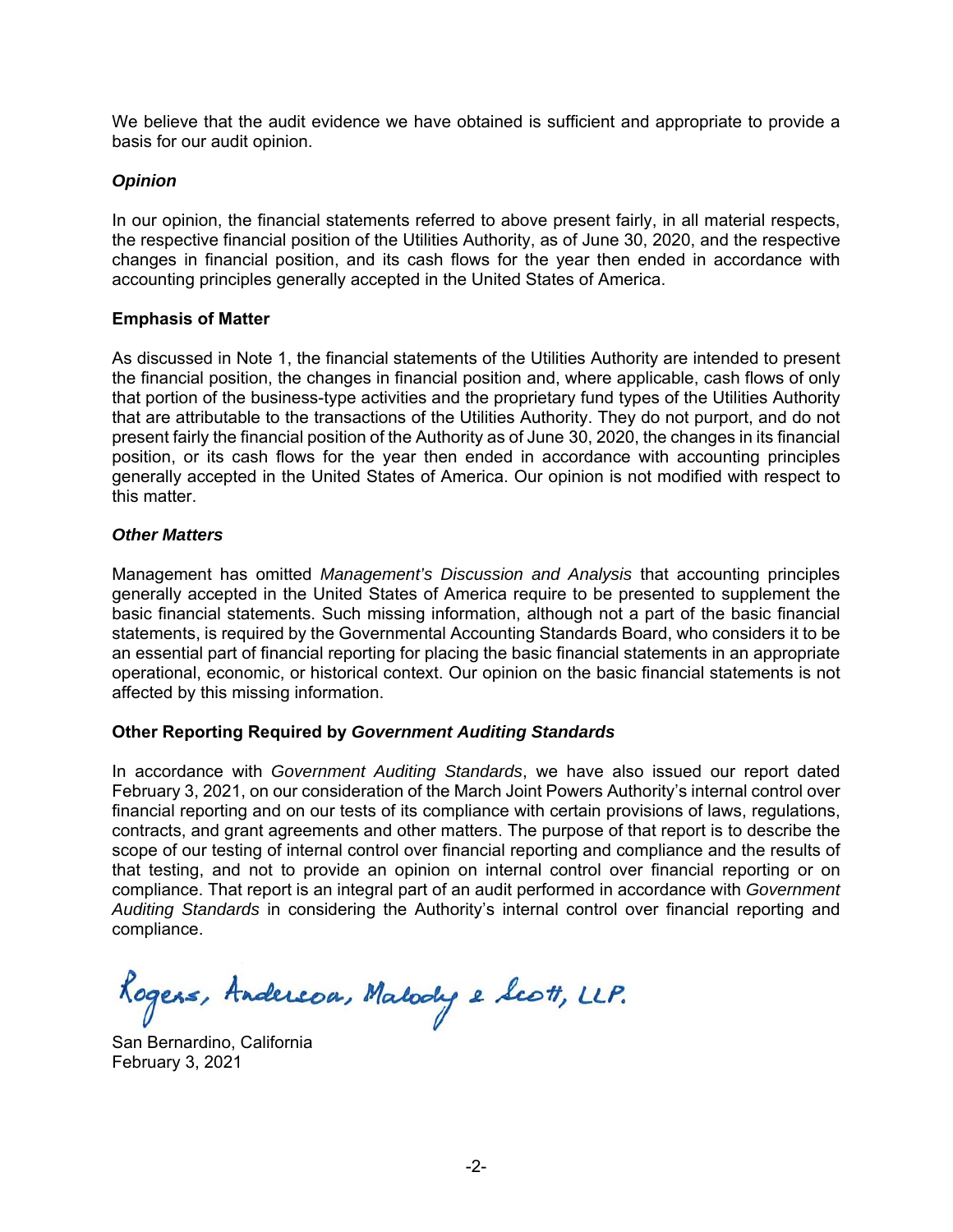We believe that the audit evidence we have obtained is sufficient and appropriate to provide a basis for our audit opinion.

### *Opinion*

In our opinion, the financial statements referred to above present fairly, in all material respects, the respective financial position of the Utilities Authority, as of June 30, 2020, and the respective changes in financial position, and its cash flows for the year then ended in accordance with accounting principles generally accepted in the United States of America.

### Emphasis of Matter

As discussed in Note 1, the financial statements of the Utilities Authority are intended to present the financial position, the changes in financial position and, where applicable, cash flows of only that portion of the business-type activities and the proprietary fund types of the Utilities Authority that are attributable to the transactions of the Utilities Authority. They do not purport, and do not present fairly the financial position of the Authority as of June 30, 2020, the changes in its financial position, or its cash flows for the year then ended in accordance with accounting principles generally accepted in the United States of America. Our opinion is not modified with respect to this matter.

### *Other Matters*

Management has omitted *Management's Discussion and Analysis* that accounting principles generally accepted in the United States of America require to be presented to supplement the basic financial statements. Such missing information, although not a part of the basic financial statements, is required by the Governmental Accounting Standards Board, who considers it to be an essential part of financial reporting for placing the basic financial statements in an appropriate operational, economic, or historical context. Our opinion on the basic financial statements is not affected by this missing information.

### Other Reporting Required by *Government Auditing Standards*

In accordance with *Government Auditing Standards*, we have also issued our report dated February 3, 2021, on our consideration of the March Joint Powers Authority's internal control over financial reporting and on our tests of its compliance with certain provisions of laws, regulations, contracts, and grant agreements and other matters. The purpose of that report is to describe the scope of our testing of internal control over financial reporting and compliance and the results of that testing, and not to provide an opinion on internal control over financial reporting or on compliance. That report is an integral part of an audit performed in accordance with *Government Auditing Standards* in considering the Authority's internal control over financial reporting and compliance.

Rogers, Anderson, Malody & Scott, LLP.

San Bernardino, California
February 3, 2021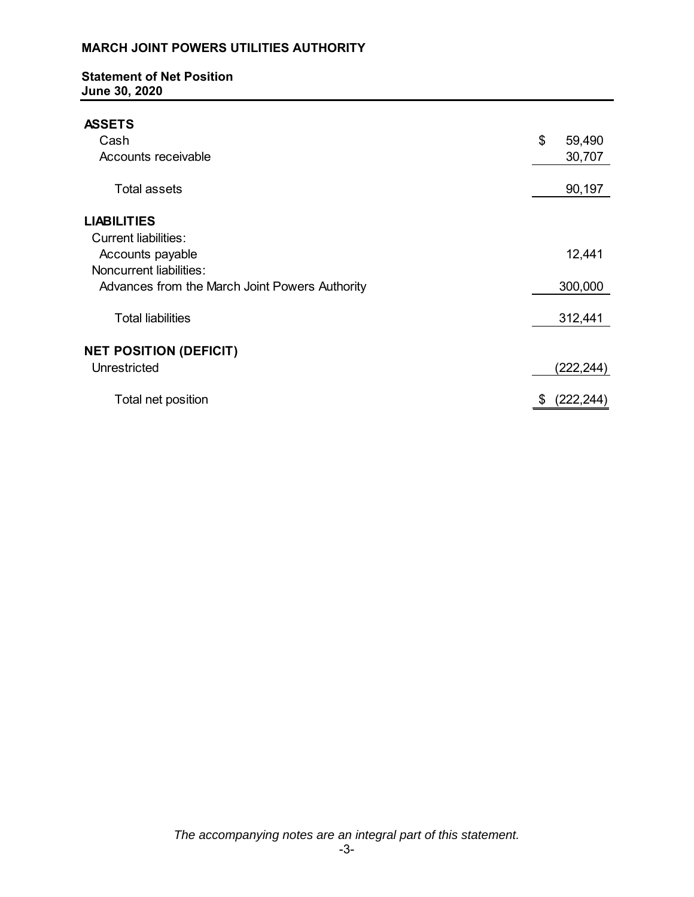# MARCH JOINT POWERS UTILITIES AUTHORITY

## Statement of Net Position
## June 30, 2020

| | |
|---|---|
| **ASSETS** | |
| Cash | $ 59,490 |
| Accounts receivable | 30,707 |
| Total assets | 90,197 |
| **LIABILITIES** | |
| Current liabilities: | |
| Accounts payable | 12,441 |
| Noncurrent liabilities: | |
| Advances from the March Joint Powers Authority | 300,000 |
| Total liabilities | 312,441 |
| **NET POSITION (DEFICIT)** | |
| Unrestricted | (222,244) |
| Total net position | $ (222,244) |

*The accompanying notes are an integral part of this statement.*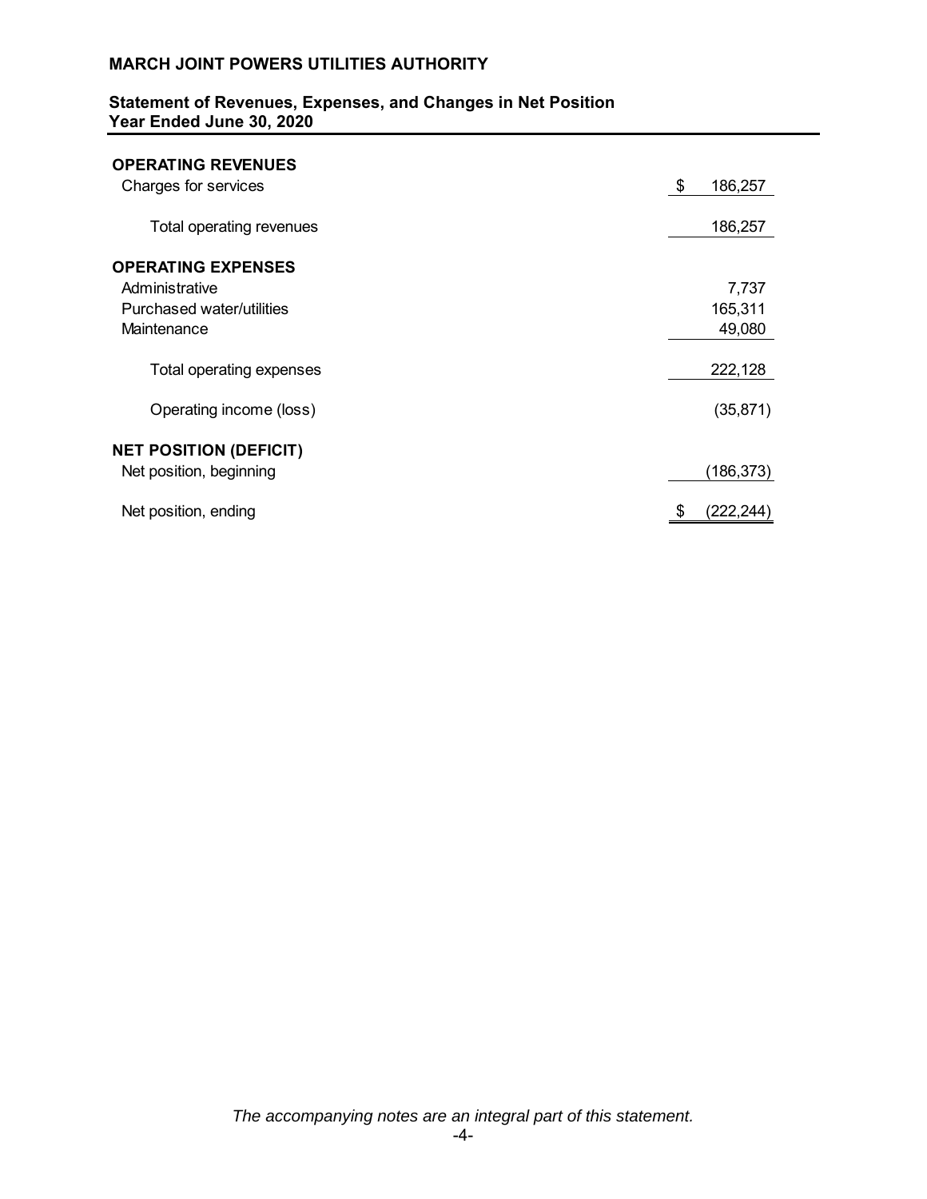**MARCH JOINT POWERS UTILITIES AUTHORITY**

**Statement of Revenues, Expenses, and Changes in Net Position**
**Year Ended June 30, 2020**

| | |
|---|---|
| **OPERATING REVENUES** | |
| Charges for services | $ 186,257 |
| Total operating revenues | 186,257 |
| **OPERATING EXPENSES** | |
| Administrative | 7,737 |
| Purchased water/utilities | 165,311 |
| Maintenance | 49,080 |
| Total operating expenses | 222,128 |
| Operating income (loss) | (35,871) |
| **NET POSITION (DEFICIT)** | |
| Net position, beginning | (186,373) |
| Net position, ending | $ (222,244) |

*The accompanying notes are an integral part of this statement.*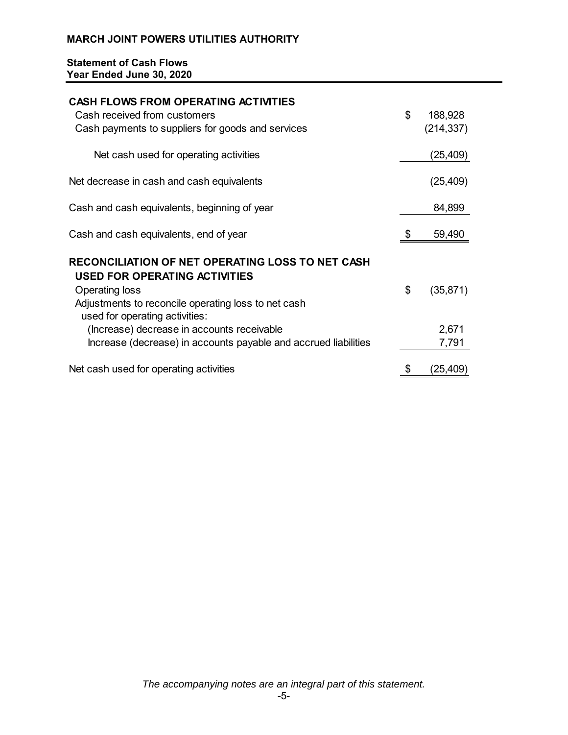**MARCH JOINT POWERS UTILITIES AUTHORITY**

**Statement of Cash Flows**
**Year Ended June 30, 2020**

| | |
|---|---|
| **CASH FLOWS FROM OPERATING ACTIVITIES** | |
| Cash received from customers | $ 188,928 |
| Cash payments to suppliers for goods and services | (214,337) |
| Net cash used for operating activities | (25,409) |
| Net decrease in cash and cash equivalents | (25,409) |
| Cash and cash equivalents, beginning of year | 84,899 |
| Cash and cash equivalents, end of year | $ 59,490 |
| **RECONCILIATION OF NET OPERATING LOSS TO NET CASH USED FOR OPERATING ACTIVITIES** | |
| Operating loss | $ (35,871) |
| Adjustments to reconcile operating loss to net cash used for operating activities: | |
| (Increase) decrease in accounts receivable | 2,671 |
| Increase (decrease) in accounts payable and accrued liabilities | 7,791 |
| Net cash used for operating activities | $ (25,409) |

*The accompanying notes are an integral part of this statement.*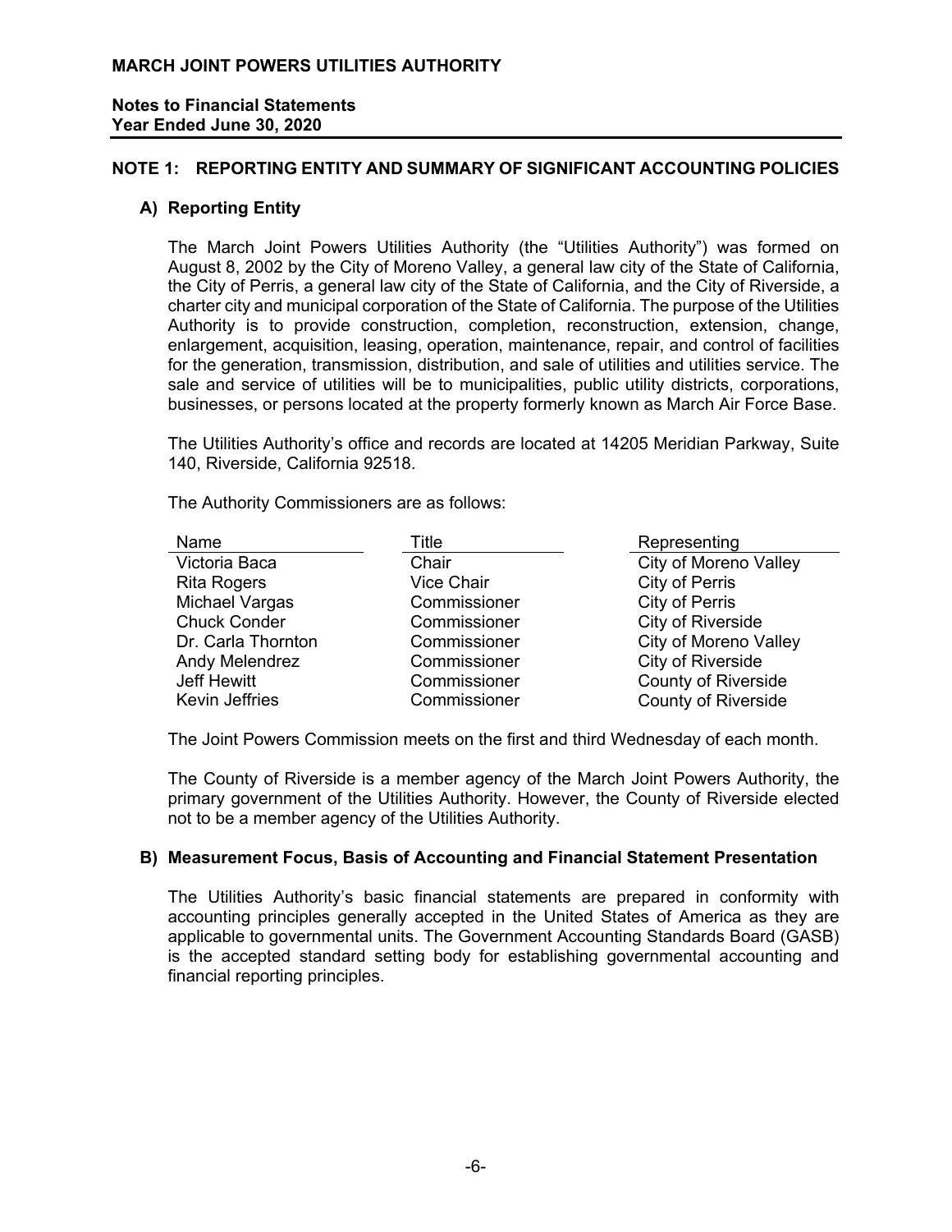# MARCH JOINT POWERS UTILITIES AUTHORITY

**Notes to Financial Statements**
**Year Ended June 30, 2020**

## NOTE 1: REPORTING ENTITY AND SUMMARY OF SIGNIFICANT ACCOUNTING POLICIES

### A) Reporting Entity

The March Joint Powers Utilities Authority (the "Utilities Authority") was formed on August 8, 2002 by the City of Moreno Valley, a general law city of the State of California, the City of Perris, a general law city of the State of California, and the City of Riverside, a charter city and municipal corporation of the State of California. The purpose of the Utilities Authority is to provide construction, completion, reconstruction, extension, change, enlargement, acquisition, leasing, operation, maintenance, repair, and control of facilities for the generation, transmission, distribution, and sale of utilities and utilities service. The sale and service of utilities will be to municipalities, public utility districts, corporations, businesses, or persons located at the property formerly known as March Air Force Base.

The Utilities Authority's office and records are located at 14205 Meridian Parkway, Suite 140, Riverside, California 92518.

The Authority Commissioners are as follows:

| Name | Title | Representing |
|---|---|---|
| Victoria Baca | Chair | City of Moreno Valley |
| Rita Rogers | Vice Chair | City of Perris |
| Michael Vargas | Commissioner | City of Perris |
| Chuck Conder | Commissioner | City of Riverside |
| Dr. Carla Thornton | Commissioner | City of Moreno Valley |
| Andy Melendrez | Commissioner | City of Riverside |
| Jeff Hewitt | Commissioner | County of Riverside |
| Kevin Jeffries | Commissioner | County of Riverside |

The Joint Powers Commission meets on the first and third Wednesday of each month.

The County of Riverside is a member agency of the March Joint Powers Authority, the primary government of the Utilities Authority. However, the County of Riverside elected not to be a member agency of the Utilities Authority.

### B) Measurement Focus, Basis of Accounting and Financial Statement Presentation

The Utilities Authority's basic financial statements are prepared in conformity with accounting principles generally accepted in the United States of America as they are applicable to governmental units. The Government Accounting Standards Board (GASB) is the accepted standard setting body for establishing governmental accounting and financial reporting principles.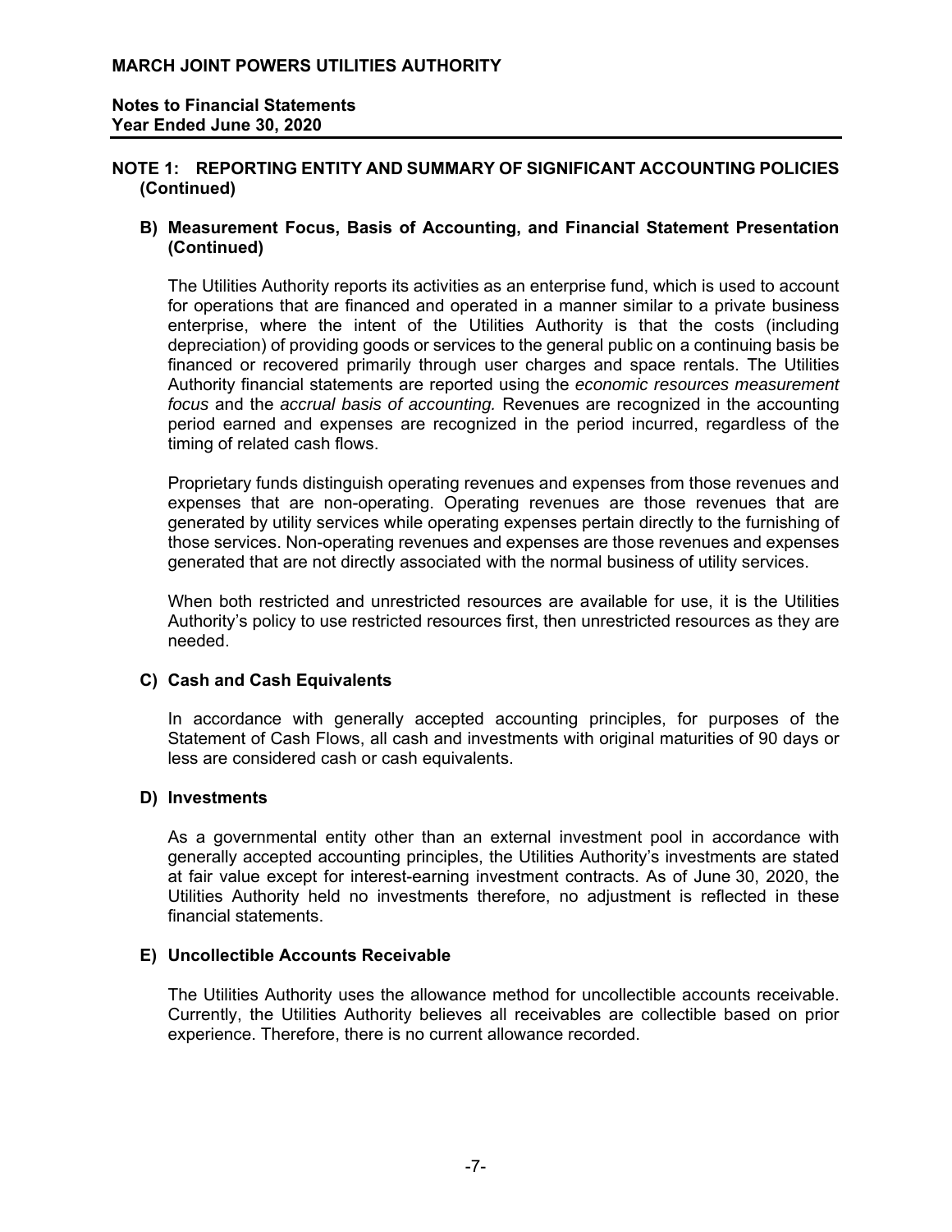## NOTE 1: REPORTING ENTITY AND SUMMARY OF SIGNIFICANT ACCOUNTING POLICIES (Continued)

### B) Measurement Focus, Basis of Accounting, and Financial Statement Presentation (Continued)

The Utilities Authority reports its activities as an enterprise fund, which is used to account for operations that are financed and operated in a manner similar to a private business enterprise, where the intent of the Utilities Authority is that the costs (including depreciation) of providing goods or services to the general public on a continuing basis be financed or recovered primarily through user charges and space rentals. The Utilities Authority financial statements are reported using the *economic resources measurement focus* and the *accrual basis of accounting.* Revenues are recognized in the accounting period earned and expenses are recognized in the period incurred, regardless of the timing of related cash flows.

Proprietary funds distinguish operating revenues and expenses from those revenues and expenses that are non-operating. Operating revenues are those revenues that are generated by utility services while operating expenses pertain directly to the furnishing of those services. Non-operating revenues and expenses are those revenues and expenses generated that are not directly associated with the normal business of utility services.

When both restricted and unrestricted resources are available for use, it is the Utilities Authority's policy to use restricted resources first, then unrestricted resources as they are needed.

### C) Cash and Cash Equivalents

In accordance with generally accepted accounting principles, for purposes of the Statement of Cash Flows, all cash and investments with original maturities of 90 days or less are considered cash or cash equivalents.

### D) Investments

As a governmental entity other than an external investment pool in accordance with generally accepted accounting principles, the Utilities Authority's investments are stated at fair value except for interest-earning investment contracts. As of June 30, 2020, the Utilities Authority held no investments therefore, no adjustment is reflected in these financial statements.

### E) Uncollectible Accounts Receivable

The Utilities Authority uses the allowance method for uncollectible accounts receivable. Currently, the Utilities Authority believes all receivables are collectible based on prior experience. Therefore, there is no current allowance recorded.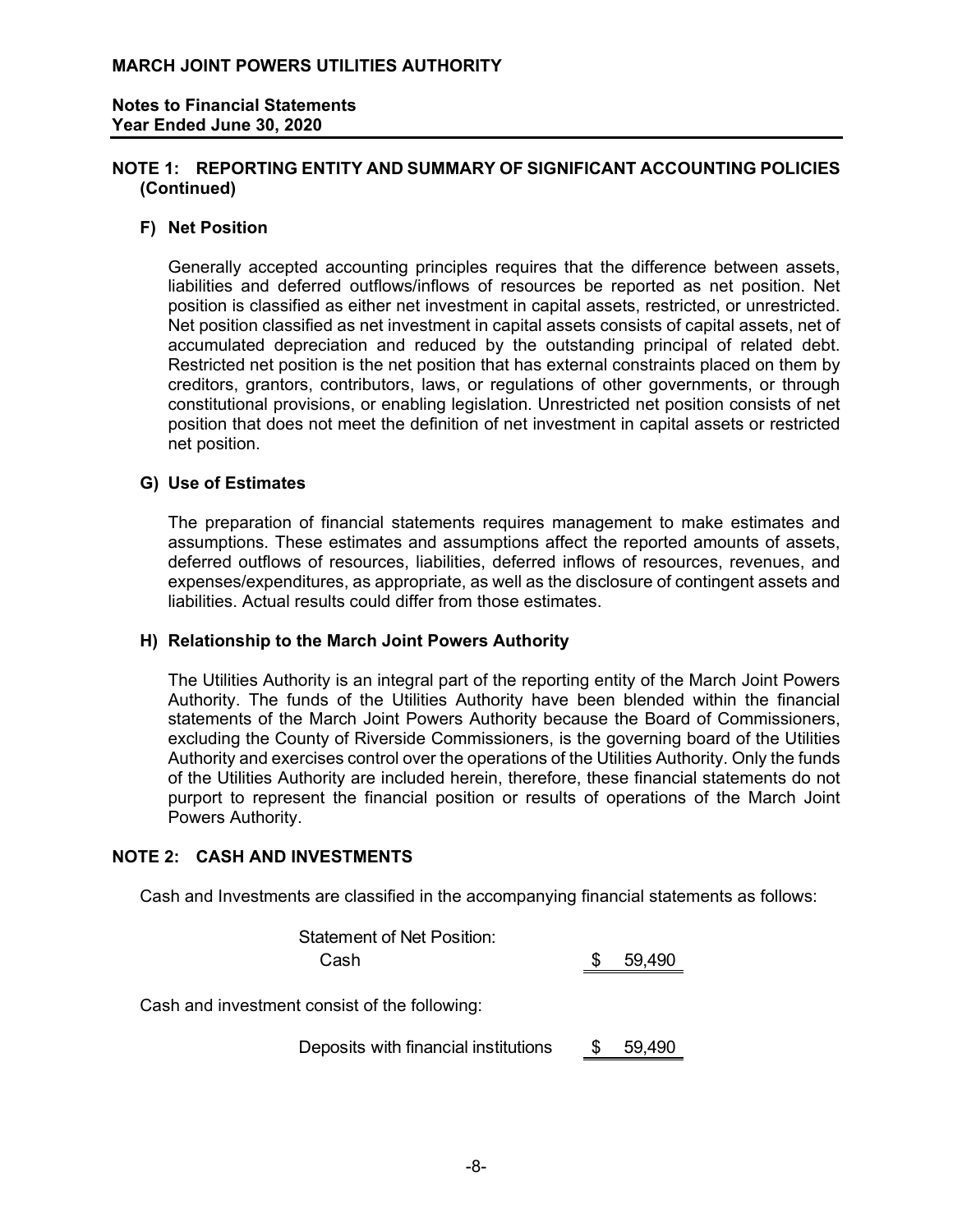# MARCH JOINT POWERS UTILITIES AUTHORITY

**Notes to Financial Statements**
**Year Ended June 30, 2020**

## NOTE 1: REPORTING ENTITY AND SUMMARY OF SIGNIFICANT ACCOUNTING POLICIES (Continued)

### F) Net Position

Generally accepted accounting principles requires that the difference between assets, liabilities and deferred outflows/inflows of resources be reported as net position. Net position is classified as either net investment in capital assets, restricted, or unrestricted. Net position classified as net investment in capital assets consists of capital assets, net of accumulated depreciation and reduced by the outstanding principal of related debt. Restricted net position is the net position that has external constraints placed on them by creditors, grantors, contributors, laws, or regulations of other governments, or through constitutional provisions, or enabling legislation. Unrestricted net position consists of net position that does not meet the definition of net investment in capital assets or restricted net position.

### G) Use of Estimates

The preparation of financial statements requires management to make estimates and assumptions. These estimates and assumptions affect the reported amounts of assets, deferred outflows of resources, liabilities, deferred inflows of resources, revenues, and expenses/expenditures, as appropriate, as well as the disclosure of contingent assets and liabilities. Actual results could differ from those estimates.

### H) Relationship to the March Joint Powers Authority

The Utilities Authority is an integral part of the reporting entity of the March Joint Powers Authority. The funds of the Utilities Authority have been blended within the financial statements of the March Joint Powers Authority because the Board of Commissioners, excluding the County of Riverside Commissioners, is the governing board of the Utilities Authority and exercises control over the operations of the Utilities Authority. Only the funds of the Utilities Authority are included herein, therefore, these financial statements do not purport to represent the financial position or results of operations of the March Joint Powers Authority.

## NOTE 2: CASH AND INVESTMENTS

Cash and Investments are classified in the accompanying financial statements as follows:

| | |
|---|---|
| Statement of Net Position: | |
| Cash | $ 59,490 |

Cash and investment consist of the following:

| | |
|---|---|
| Deposits with financial institutions | $ 59,490 |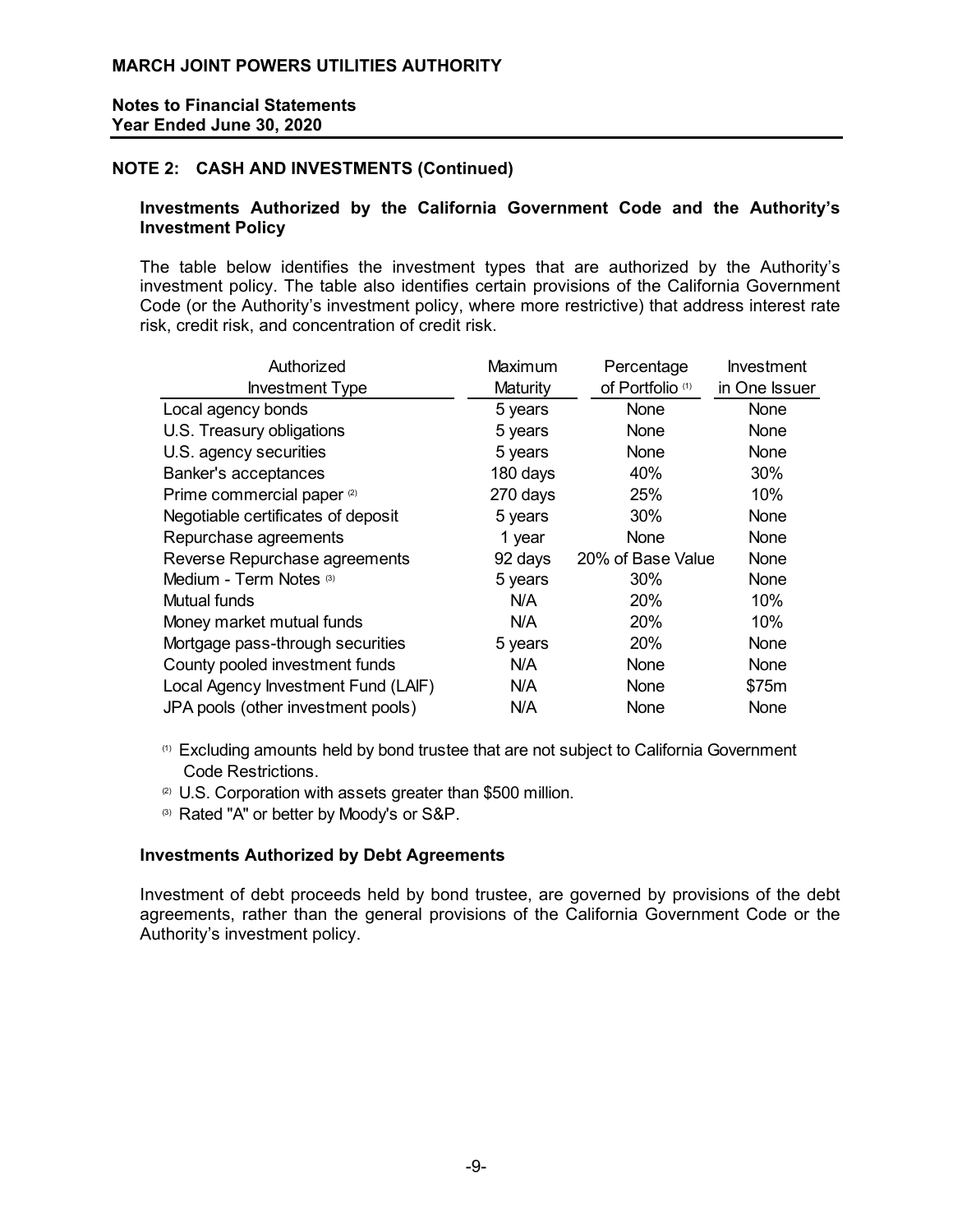# MARCH JOINT POWERS UTILITIES AUTHORITY

**Notes to Financial Statements**
**Year Ended June 30, 2020**

## NOTE 2: CASH AND INVESTMENTS (Continued)

### Investments Authorized by the California Government Code and the Authority's Investment Policy

The table below identifies the investment types that are authorized by the Authority's investment policy. The table also identifies certain provisions of the California Government Code (or the Authority's investment policy, where more restrictive) that address interest rate risk, credit risk, and concentration of credit risk.

| Authorized Investment Type | Maximum Maturity | Percentage of Portfolio [1] | Investment in One Issuer |
|---|---|---|---|
| Local agency bonds | 5 years | None | None |
| U.S. Treasury obligations | 5 years | None | None |
| U.S. agency securities | 5 years | None | None |
| Banker's acceptances | 180 days | 40% | 30% |
| Prime commercial paper [2] | 270 days | 25% | 10% |
| Negotiable certificates of deposit | 5 years | 30% | None |
| Repurchase agreements | 1 year | None | None |
| Reverse Repurchase agreements | 92 days | 20% of Base Value | None |
| Medium - Term Notes [3] | 5 years | 30% | None |
| Mutual funds | N/A | 20% | 10% |
| Money market mutual funds | N/A | 20% | 10% |
| Mortgage pass-through securities | 5 years | 20% | None |
| County pooled investment funds | N/A | None | None |
| Local Agency Investment Fund (LAIF) | N/A | None | $75m |
| JPA pools (other investment pools) | N/A | None | None |

[1] Excluding amounts held by bond trustee that are not subject to California Government Code Restrictions.

[2] U.S. Corporation with assets greater than $500 million.

[3] Rated "A" or better by Moody's or S&P.

### Investments Authorized by Debt Agreements

Investment of debt proceeds held by bond trustee, are governed by provisions of the debt agreements, rather than the general provisions of the California Government Code or the Authority's investment policy.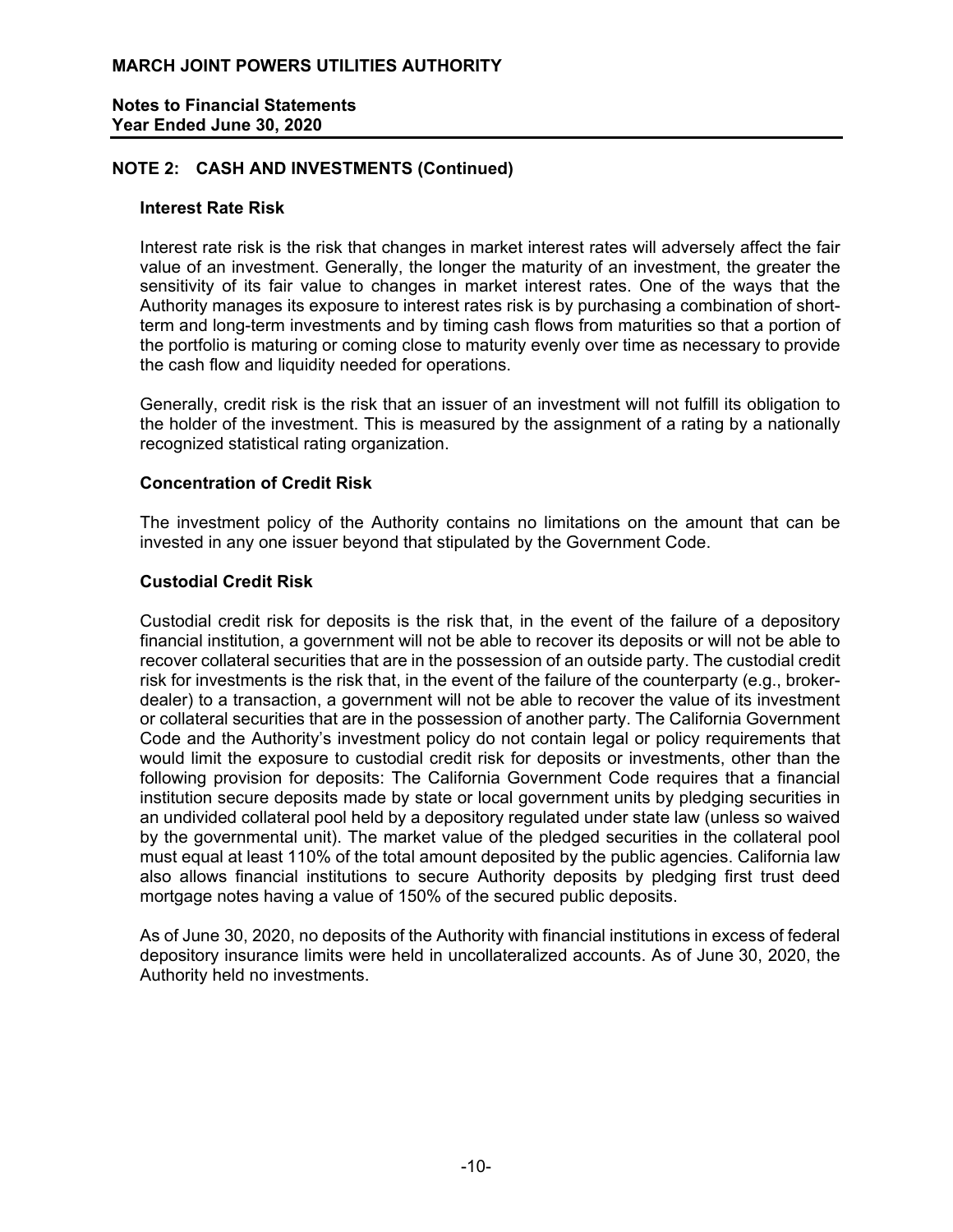**MARCH JOINT POWERS UTILITIES AUTHORITY**

**Notes to Financial Statements**
**Year Ended June 30, 2020**

## NOTE 2: CASH AND INVESTMENTS (Continued)

### Interest Rate Risk

Interest rate risk is the risk that changes in market interest rates will adversely affect the fair value of an investment. Generally, the longer the maturity of an investment, the greater the sensitivity of its fair value to changes in market interest rates. One of the ways that the Authority manages its exposure to interest rates risk is by purchasing a combination of short-term and long-term investments and by timing cash flows from maturities so that a portion of the portfolio is maturing or coming close to maturity evenly over time as necessary to provide the cash flow and liquidity needed for operations.

Generally, credit risk is the risk that an issuer of an investment will not fulfill its obligation to the holder of the investment. This is measured by the assignment of a rating by a nationally recognized statistical rating organization.

### Concentration of Credit Risk

The investment policy of the Authority contains no limitations on the amount that can be invested in any one issuer beyond that stipulated by the Government Code.

### Custodial Credit Risk

Custodial credit risk for deposits is the risk that, in the event of the failure of a depository financial institution, a government will not be able to recover its deposits or will not be able to recover collateral securities that are in the possession of an outside party. The custodial credit risk for investments is the risk that, in the event of the failure of the counterparty (e.g., broker-dealer) to a transaction, a government will not be able to recover the value of its investment or collateral securities that are in the possession of another party. The California Government Code and the Authority's investment policy do not contain legal or policy requirements that would limit the exposure to custodial credit risk for deposits or investments, other than the following provision for deposits: The California Government Code requires that a financial institution secure deposits made by state or local government units by pledging securities in an undivided collateral pool held by a depository regulated under state law (unless so waived by the governmental unit). The market value of the pledged securities in the collateral pool must equal at least 110% of the total amount deposited by the public agencies. California law also allows financial institutions to secure Authority deposits by pledging first trust deed mortgage notes having a value of 150% of the secured public deposits.

As of June 30, 2020, no deposits of the Authority with financial institutions in excess of federal depository insurance limits were held in uncollateralized accounts. As of June 30, 2020, the Authority held no investments.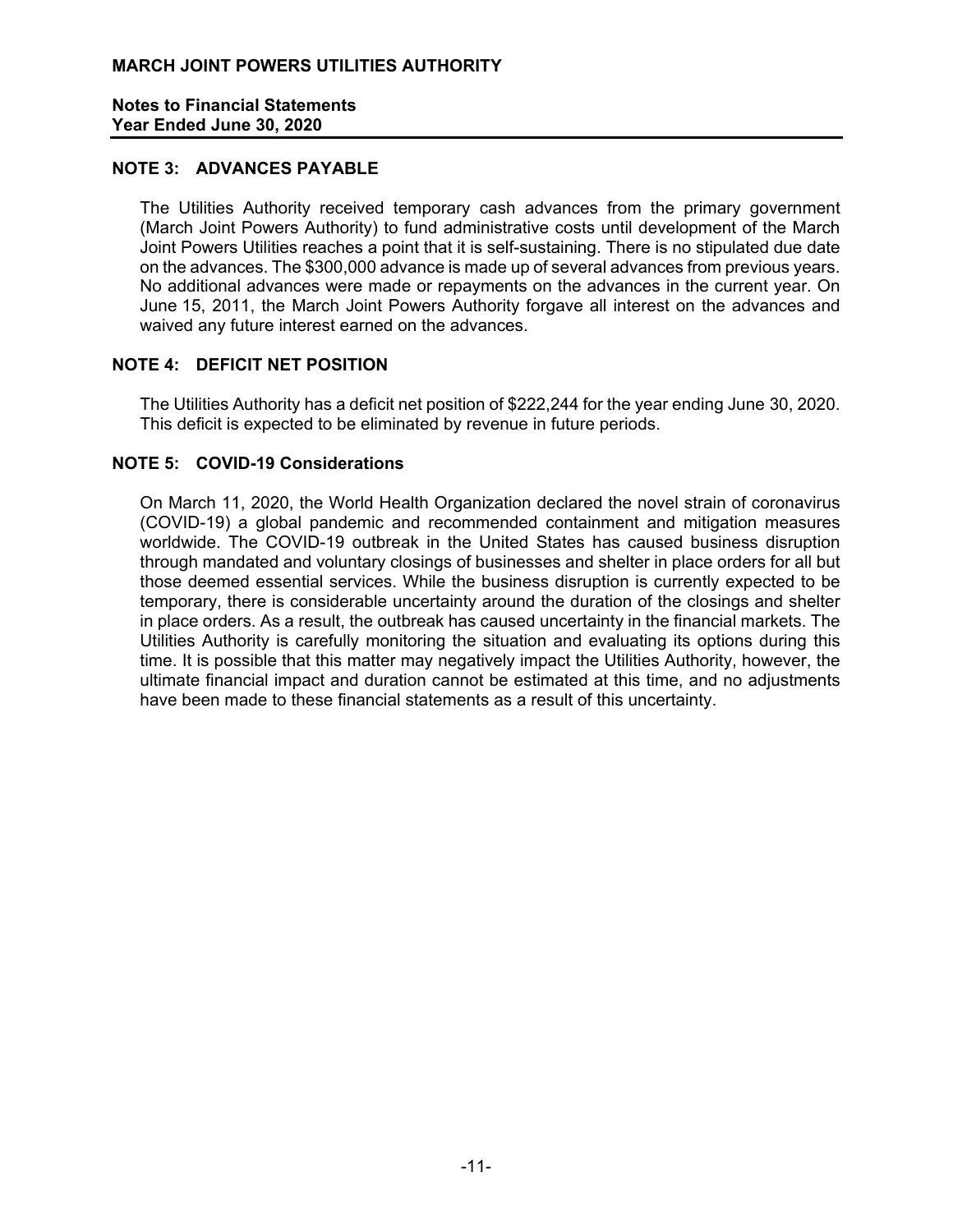## NOTE 3: ADVANCES PAYABLE

The Utilities Authority received temporary cash advances from the primary government (March Joint Powers Authority) to fund administrative costs until development of the March Joint Powers Utilities reaches a point that it is self-sustaining. There is no stipulated due date on the advances. The $300,000 advance is made up of several advances from previous years. No additional advances were made or repayments on the advances in the current year. On June 15, 2011, the March Joint Powers Authority forgave all interest on the advances and waived any future interest earned on the advances.

## NOTE 4: DEFICIT NET POSITION

The Utilities Authority has a deficit net position of $222,244 for the year ending June 30, 2020. This deficit is expected to be eliminated by revenue in future periods.

## NOTE 5: COVID-19 Considerations

On March 11, 2020, the World Health Organization declared the novel strain of coronavirus (COVID-19) a global pandemic and recommended containment and mitigation measures worldwide. The COVID-19 outbreak in the United States has caused business disruption through mandated and voluntary closings of businesses and shelter in place orders for all but those deemed essential services. While the business disruption is currently expected to be temporary, there is considerable uncertainty around the duration of the closings and shelter in place orders. As a result, the outbreak has caused uncertainty in the financial markets. The Utilities Authority is carefully monitoring the situation and evaluating its options during this time. It is possible that this matter may negatively impact the Utilities Authority, however, the ultimate financial impact and duration cannot be estimated at this time, and no adjustments have been made to these financial statements as a result of this uncertainty.